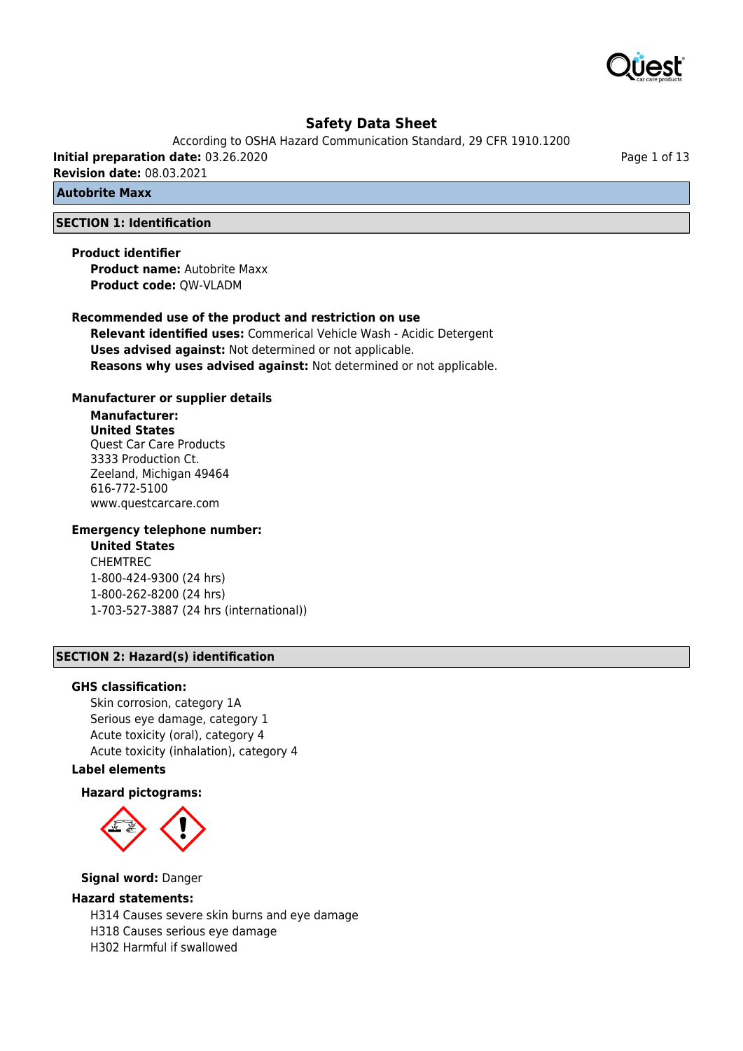# Safety Data Sheet

According to OSHA Hazard Communication Standard, 29 CFR 1910.1200

**Initial preparation date:** 03.26.2020

**Revision date:** 08.03.2021

**Autobrite Maxx**

## SECTION 1: Identification

**Product identifier**

**Product name:** Autobrite Maxx

**Product code:** QW-VLADM

**Recommended use of the product and restriction on use**

**Relevant identified uses:** Commerical Vehicle Wash - Acidic Detergent

**Uses advised against:** Not determined or not applicable.

**Reasons why uses advised against:** Not determined or not applicable.

**Manufacturer or supplier details**

**Manufacturer:**

**United States**

Quest Car Care Products
3333 Production Ct.
Zeeland, Michigan 49464
616-772-5100
www.questcarcare.com

**Emergency telephone number:**

**United States**

CHEMTREC
1-800-424-9300 (24 hrs)
1-800-262-8200 (24 hrs)
1-703-527-3887 (24 hrs (international))

## SECTION 2: Hazard(s) identification

**GHS classification:**

Skin corrosion, category 1A
Serious eye damage, category 1
Acute toxicity (oral), category 4
Acute toxicity (inhalation), category 4

**Label elements**

**Hazard pictograms:**

**Signal word:** Danger

**Hazard statements:**

H314 Causes severe skin burns and eye damage
H318 Causes serious eye damage
H302 Harmful if swallowed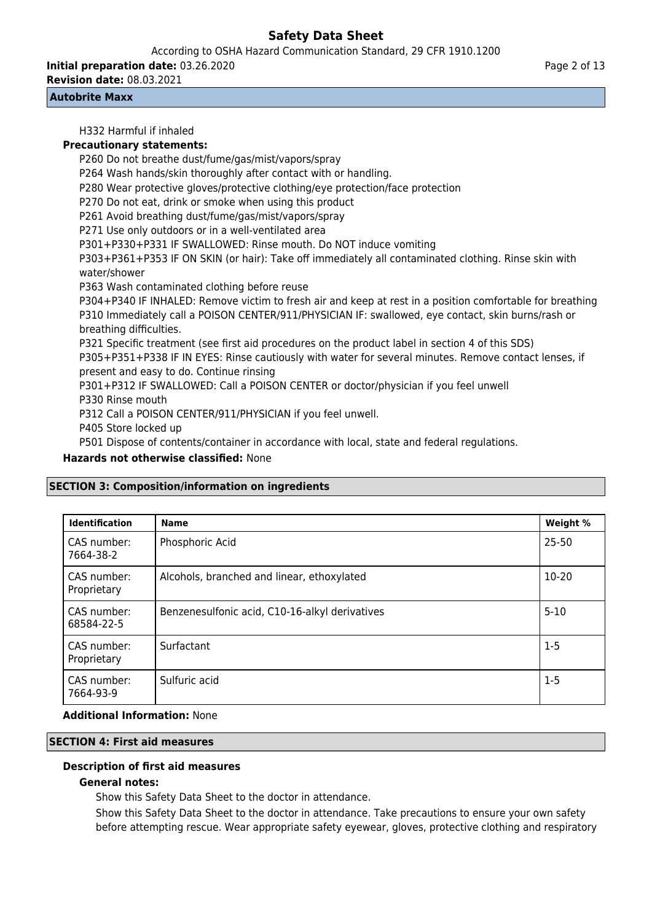H332 Harmful if inhaled

**Precautionary statements:**

P260 Do not breathe dust/fume/gas/mist/vapors/spray
P264 Wash hands/skin thoroughly after contact with or handling.
P280 Wear protective gloves/protective clothing/eye protection/face protection
P270 Do not eat, drink or smoke when using this product
P261 Avoid breathing dust/fume/gas/mist/vapors/spray
P271 Use only outdoors or in a well-ventilated area
P301+P330+P331 IF SWALLOWED: Rinse mouth. Do NOT induce vomiting
P303+P361+P353 IF ON SKIN (or hair): Take off immediately all contaminated clothing. Rinse skin with water/shower
P363 Wash contaminated clothing before reuse
P304+P340 IF INHALED: Remove victim to fresh air and keep at rest in a position comfortable for breathing
P310 Immediately call a POISON CENTER/911/PHYSICIAN IF: swallowed, eye contact, skin burns/rash or breathing difficulties.
P321 Specific treatment (see first aid procedures on the product label in section 4 of this SDS)
P305+P351+P338 IF IN EYES: Rinse cautiously with water for several minutes. Remove contact lenses, if present and easy to do. Continue rinsing
P301+P312 IF SWALLOWED: Call a POISON CENTER or doctor/physician if you feel unwell
P330 Rinse mouth
P312 Call a POISON CENTER/911/PHYSICIAN if you feel unwell.
P405 Store locked up
P501 Dispose of contents/container in accordance with local, state and federal regulations.

**Hazards not otherwise classified:** None

## SECTION 3: Composition/information on ingredients

| Identification | Name | Weight % |
|---|---|---|
| CAS number: 7664-38-2 | Phosphoric Acid | 25-50 |
| CAS number: Proprietary | Alcohols, branched and linear, ethoxylated | 10-20 |
| CAS number: 68584-22-5 | Benzenesulfonic acid, C10-16-alkyl derivatives | 5-10 |
| CAS number: Proprietary | Surfactant | 1-5 |
| CAS number: 7664-93-9 | Sulfuric acid | 1-5 |

**Additional Information:** None

## SECTION 4: First aid measures

### Description of first aid measures

**General notes:**

Show this Safety Data Sheet to the doctor in attendance.

Show this Safety Data Sheet to the doctor in attendance. Take precautions to ensure your own safety before attempting rescue. Wear appropriate safety eyewear, gloves, protective clothing and respiratory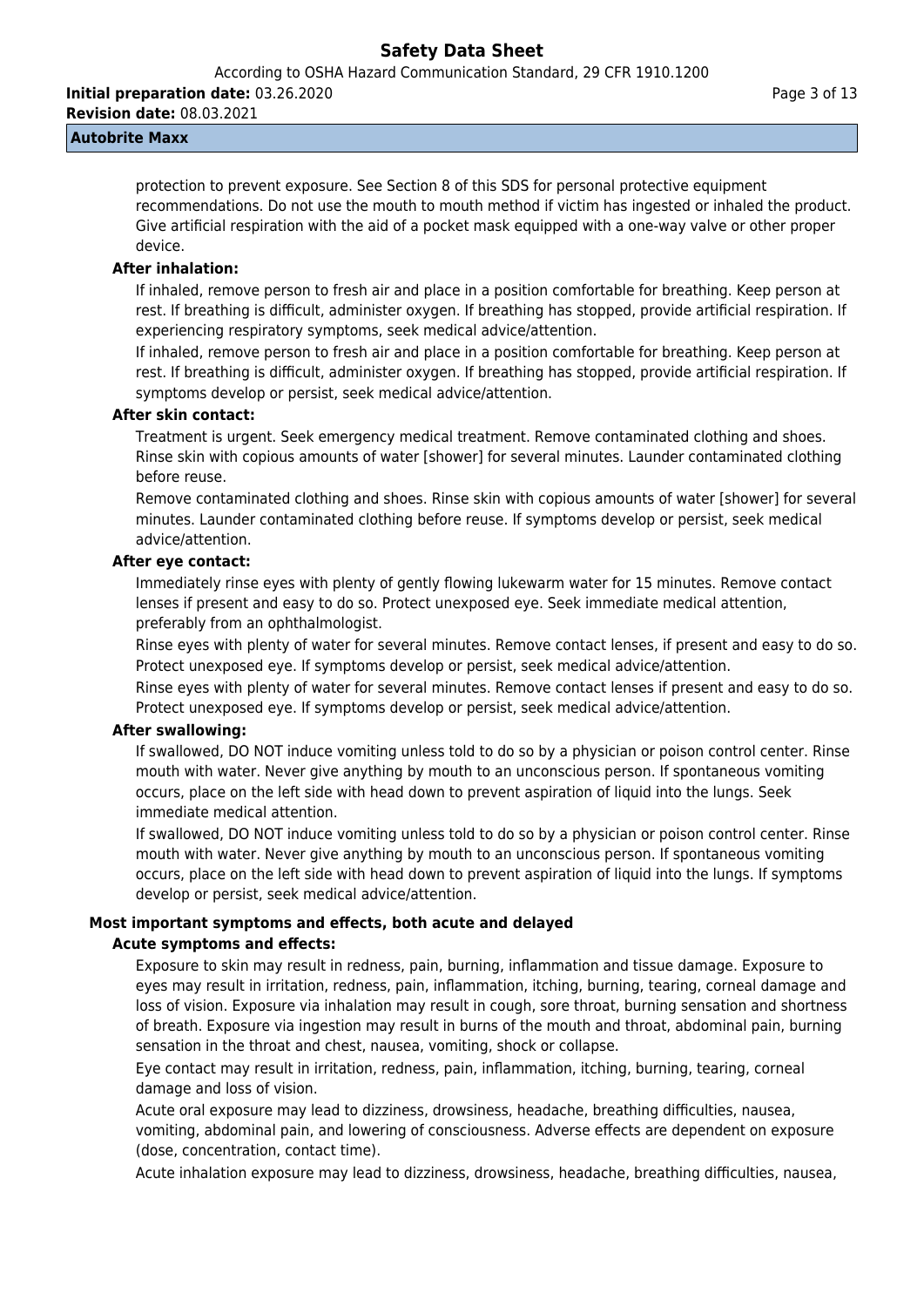protection to prevent exposure. See Section 8 of this SDS for personal protective equipment recommendations. Do not use the mouth to mouth method if victim has ingested or inhaled the product. Give artificial respiration with the aid of a pocket mask equipped with a one-way valve or other proper device.

**After inhalation:**

If inhaled, remove person to fresh air and place in a position comfortable for breathing. Keep person at rest. If breathing is difficult, administer oxygen. If breathing has stopped, provide artificial respiration. If experiencing respiratory symptoms, seek medical advice/attention.

If inhaled, remove person to fresh air and place in a position comfortable for breathing. Keep person at rest. If breathing is difficult, administer oxygen. If breathing has stopped, provide artificial respiration. If symptoms develop or persist, seek medical advice/attention.

**After skin contact:**

Treatment is urgent. Seek emergency medical treatment. Remove contaminated clothing and shoes. Rinse skin with copious amounts of water [shower] for several minutes. Launder contaminated clothing before reuse.

Remove contaminated clothing and shoes. Rinse skin with copious amounts of water [shower] for several minutes. Launder contaminated clothing before reuse. If symptoms develop or persist, seek medical advice/attention.

**After eye contact:**

Immediately rinse eyes with plenty of gently flowing lukewarm water for 15 minutes. Remove contact lenses if present and easy to do so. Protect unexposed eye. Seek immediate medical attention, preferably from an ophthalmologist.

Rinse eyes with plenty of water for several minutes. Remove contact lenses, if present and easy to do so. Protect unexposed eye. If symptoms develop or persist, seek medical advice/attention.

Rinse eyes with plenty of water for several minutes. Remove contact lenses if present and easy to do so. Protect unexposed eye. If symptoms develop or persist, seek medical advice/attention.

**After swallowing:**

If swallowed, DO NOT induce vomiting unless told to do so by a physician or poison control center. Rinse mouth with water. Never give anything by mouth to an unconscious person. If spontaneous vomiting occurs, place on the left side with head down to prevent aspiration of liquid into the lungs. Seek immediate medical attention.

If swallowed, DO NOT induce vomiting unless told to do so by a physician or poison control center. Rinse mouth with water. Never give anything by mouth to an unconscious person. If spontaneous vomiting occurs, place on the left side with head down to prevent aspiration of liquid into the lungs. If symptoms develop or persist, seek medical advice/attention.

### Most important symptoms and effects, both acute and delayed

**Acute symptoms and effects:**

Exposure to skin may result in redness, pain, burning, inflammation and tissue damage. Exposure to eyes may result in irritation, redness, pain, inflammation, itching, burning, tearing, corneal damage and loss of vision. Exposure via inhalation may result in cough, sore throat, burning sensation and shortness of breath. Exposure via ingestion may result in burns of the mouth and throat, abdominal pain, burning sensation in the throat and chest, nausea, vomiting, shock or collapse.

Eye contact may result in irritation, redness, pain, inflammation, itching, burning, tearing, corneal damage and loss of vision.

Acute oral exposure may lead to dizziness, drowsiness, headache, breathing difficulties, nausea, vomiting, abdominal pain, and lowering of consciousness. Adverse effects are dependent on exposure (dose, concentration, contact time).

Acute inhalation exposure may lead to dizziness, drowsiness, headache, breathing difficulties, nausea,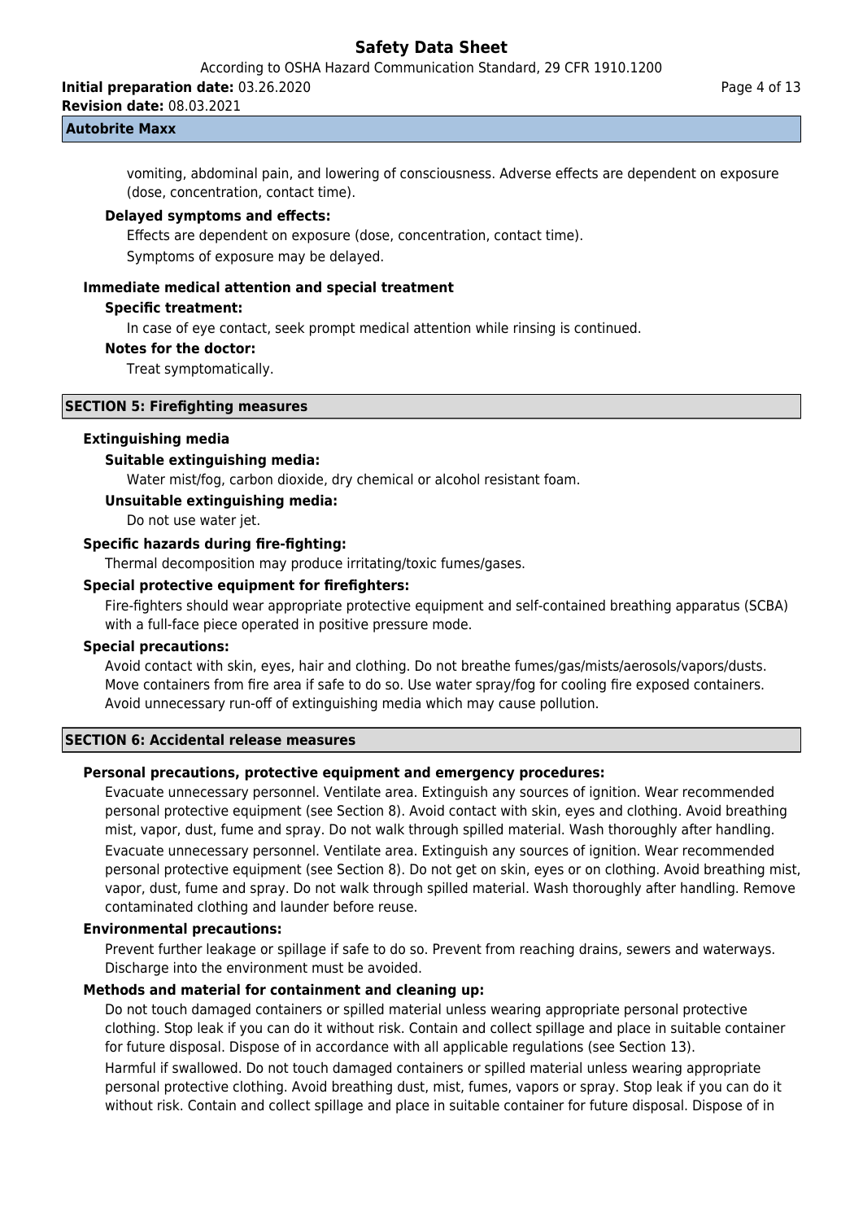vomiting, abdominal pain, and lowering of consciousness. Adverse effects are dependent on exposure (dose, concentration, contact time).

**Delayed symptoms and effects:**

Effects are dependent on exposure (dose, concentration, contact time).

Symptoms of exposure may be delayed.

**Immediate medical attention and special treatment**

**Specific treatment:**

In case of eye contact, seek prompt medical attention while rinsing is continued.

**Notes for the doctor:**

Treat symptomatically.

## SECTION 5: Firefighting measures

**Extinguishing media**

**Suitable extinguishing media:**

Water mist/fog, carbon dioxide, dry chemical or alcohol resistant foam.

**Unsuitable extinguishing media:**

Do not use water jet.

**Specific hazards during fire-fighting:**

Thermal decomposition may produce irritating/toxic fumes/gases.

**Special protective equipment for firefighters:**

Fire-fighters should wear appropriate protective equipment and self-contained breathing apparatus (SCBA) with a full-face piece operated in positive pressure mode.

**Special precautions:**

Avoid contact with skin, eyes, hair and clothing. Do not breathe fumes/gas/mists/aerosols/vapors/dusts. Move containers from fire area if safe to do so. Use water spray/fog for cooling fire exposed containers. Avoid unnecessary run-off of extinguishing media which may cause pollution.

## SECTION 6: Accidental release measures

**Personal precautions, protective equipment and emergency procedures:**

Evacuate unnecessary personnel. Ventilate area. Extinguish any sources of ignition. Wear recommended personal protective equipment (see Section 8). Avoid contact with skin, eyes and clothing. Avoid breathing mist, vapor, dust, fume and spray. Do not walk through spilled material. Wash thoroughly after handling.

Evacuate unnecessary personnel. Ventilate area. Extinguish any sources of ignition. Wear recommended personal protective equipment (see Section 8). Do not get on skin, eyes or on clothing. Avoid breathing mist, vapor, dust, fume and spray. Do not walk through spilled material. Wash thoroughly after handling. Remove contaminated clothing and launder before reuse.

**Environmental precautions:**

Prevent further leakage or spillage if safe to do so. Prevent from reaching drains, sewers and waterways. Discharge into the environment must be avoided.

**Methods and material for containment and cleaning up:**

Do not touch damaged containers or spilled material unless wearing appropriate personal protective clothing. Stop leak if you can do it without risk. Contain and collect spillage and place in suitable container for future disposal. Dispose of in accordance with all applicable regulations (see Section 13).

Harmful if swallowed. Do not touch damaged containers or spilled material unless wearing appropriate personal protective clothing. Avoid breathing dust, mist, fumes, vapors or spray. Stop leak if you can do it without risk. Contain and collect spillage and place in suitable container for future disposal. Dispose of in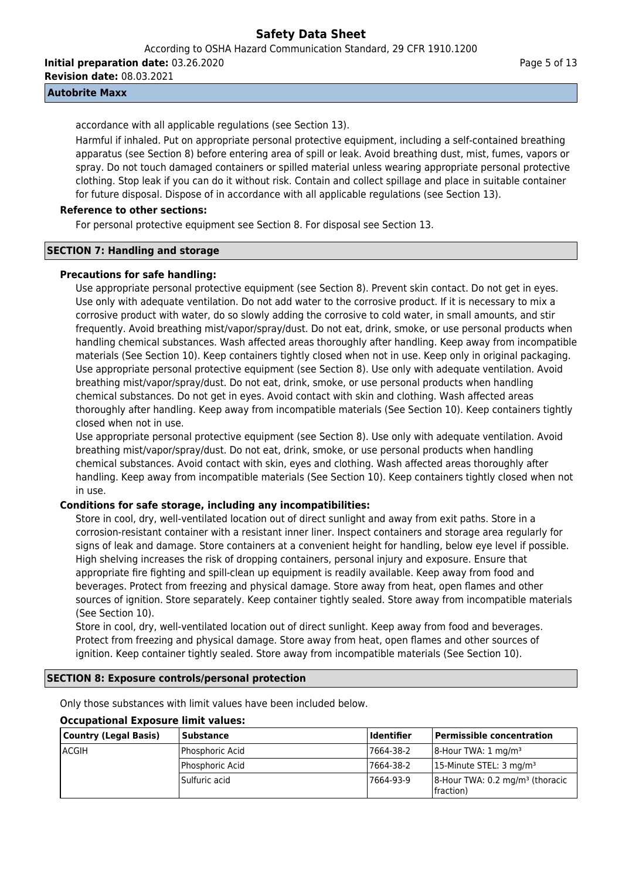accordance with all applicable regulations (see Section 13).

Harmful if inhaled. Put on appropriate personal protective equipment, including a self-contained breathing apparatus (see Section 8) before entering area of spill or leak. Avoid breathing dust, mist, fumes, vapors or spray. Do not touch damaged containers or spilled material unless wearing appropriate personal protective clothing. Stop leak if you can do it without risk. Contain and collect spillage and place in suitable container for future disposal. Dispose of in accordance with all applicable regulations (see Section 13).

**Reference to other sections:**

For personal protective equipment see Section 8. For disposal see Section 13.

## SECTION 7: Handling and storage

**Precautions for safe handling:**

Use appropriate personal protective equipment (see Section 8). Prevent skin contact. Do not get in eyes. Use only with adequate ventilation. Do not add water to the corrosive product. If it is necessary to mix a corrosive product with water, do so slowly adding the corrosive to cold water, in small amounts, and stir frequently. Avoid breathing mist/vapor/spray/dust. Do not eat, drink, smoke, or use personal products when handling chemical substances. Wash affected areas thoroughly after handling. Keep away from incompatible materials (See Section 10). Keep containers tightly closed when not in use. Keep only in original packaging. Use appropriate personal protective equipment (see Section 8). Use only with adequate ventilation. Avoid breathing mist/vapor/spray/dust. Do not eat, drink, smoke, or use personal products when handling chemical substances. Do not get in eyes. Avoid contact with skin and clothing. Wash affected areas thoroughly after handling. Keep away from incompatible materials (See Section 10). Keep containers tightly closed when not in use.

Use appropriate personal protective equipment (see Section 8). Use only with adequate ventilation. Avoid breathing mist/vapor/spray/dust. Do not eat, drink, smoke, or use personal products when handling chemical substances. Avoid contact with skin, eyes and clothing. Wash affected areas thoroughly after handling. Keep away from incompatible materials (See Section 10). Keep containers tightly closed when not in use.

**Conditions for safe storage, including any incompatibilities:**

Store in cool, dry, well-ventilated location out of direct sunlight and away from exit paths. Store in a corrosion-resistant container with a resistant inner liner. Inspect containers and storage area regularly for signs of leak and damage. Store containers at a convenient height for handling, below eye level if possible. High shelving increases the risk of dropping containers, personal injury and exposure. Ensure that appropriate fire fighting and spill-clean up equipment is readily available. Keep away from food and beverages. Protect from freezing and physical damage. Store away from heat, open flames and other sources of ignition. Store separately. Keep container tightly sealed. Store away from incompatible materials (See Section 10).

Store in cool, dry, well-ventilated location out of direct sunlight. Keep away from food and beverages. Protect from freezing and physical damage. Store away from heat, open flames and other sources of ignition. Keep container tightly sealed. Store away from incompatible materials (See Section 10).

## SECTION 8: Exposure controls/personal protection

Only those substances with limit values have been included below.

**Occupational Exposure limit values:**

| Country (Legal Basis) | Substance | Identifier | Permissible concentration |
|---|---|---|---|
| ACGIH | Phosphoric Acid | 7664-38-2 | 8-Hour TWA: 1 mg/m³ |
| | Phosphoric Acid | 7664-38-2 | 15-Minute STEL: 3 mg/m³ |
| | Sulfuric acid | 7664-93-9 | 8-Hour TWA: 0.2 mg/m³ (thoracic fraction) |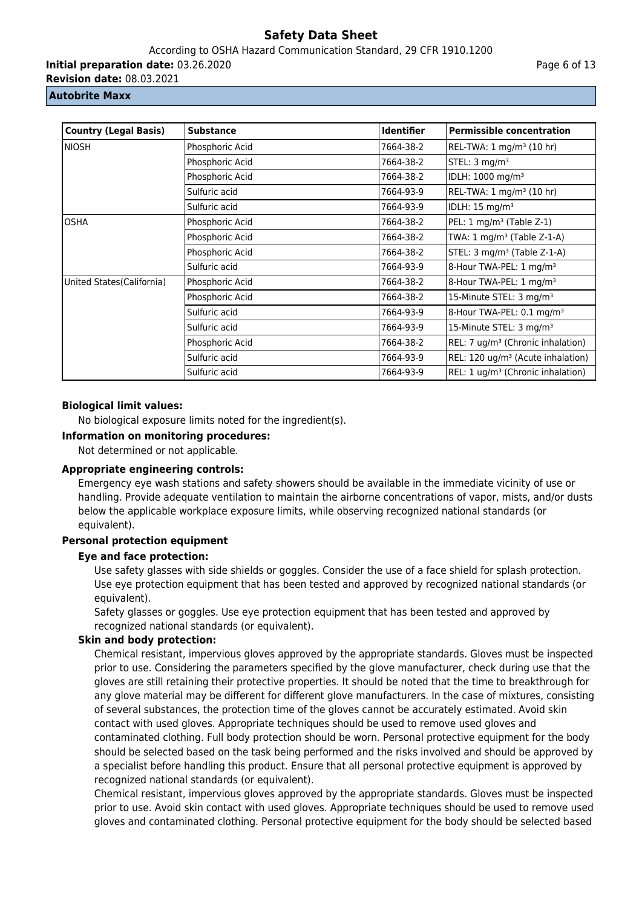**Autobrite Maxx**

| Country (Legal Basis) | Substance | Identifier | Permissible concentration |
|---|---|---|---|
| NIOSH | Phosphoric Acid | 7664-38-2 | REL-TWA: 1 mg/m³ (10 hr) |
| | Phosphoric Acid | 7664-38-2 | STEL: 3 mg/m³ |
| | Phosphoric Acid | 7664-38-2 | IDLH: 1000 mg/m³ |
| | Sulfuric acid | 7664-93-9 | REL-TWA: 1 mg/m³ (10 hr) |
| | Sulfuric acid | 7664-93-9 | IDLH: 15 mg/m³ |
| OSHA | Phosphoric Acid | 7664-38-2 | PEL: 1 mg/m³ (Table Z-1) |
| | Phosphoric Acid | 7664-38-2 | TWA: 1 mg/m³ (Table Z-1-A) |
| | Phosphoric Acid | 7664-38-2 | STEL: 3 mg/m³ (Table Z-1-A) |
| | Sulfuric acid | 7664-93-9 | 8-Hour TWA-PEL: 1 mg/m³ |
| United States(California) | Phosphoric Acid | 7664-38-2 | 8-Hour TWA-PEL: 1 mg/m³ |
| | Phosphoric Acid | 7664-38-2 | 15-Minute STEL: 3 mg/m³ |
| | Sulfuric acid | 7664-93-9 | 8-Hour TWA-PEL: 0.1 mg/m³ |
| | Sulfuric acid | 7664-93-9 | 15-Minute STEL: 3 mg/m³ |
| | Phosphoric Acid | 7664-38-2 | REL: 7 ug/m³ (Chronic inhalation) |
| | Sulfuric acid | 7664-93-9 | REL: 120 ug/m³ (Acute inhalation) |
| | Sulfuric acid | 7664-93-9 | REL: 1 ug/m³ (Chronic inhalation) |

**Biological limit values:**

No biological exposure limits noted for the ingredient(s).

**Information on monitoring procedures:**

Not determined or not applicable.

**Appropriate engineering controls:**

Emergency eye wash stations and safety showers should be available in the immediate vicinity of use or handling. Provide adequate ventilation to maintain the airborne concentrations of vapor, mists, and/or dusts below the applicable workplace exposure limits, while observing recognized national standards (or equivalent).

**Personal protection equipment**

**Eye and face protection:**

Use safety glasses with side shields or goggles. Consider the use of a face shield for splash protection. Use eye protection equipment that has been tested and approved by recognized national standards (or equivalent).

Safety glasses or goggles. Use eye protection equipment that has been tested and approved by recognized national standards (or equivalent).

**Skin and body protection:**

Chemical resistant, impervious gloves approved by the appropriate standards. Gloves must be inspected prior to use. Considering the parameters specified by the glove manufacturer, check during use that the gloves are still retaining their protective properties. It should be noted that the time to breakthrough for any glove material may be different for different glove manufacturers. In the case of mixtures, consisting of several substances, the protection time of the gloves cannot be accurately estimated. Avoid skin contact with used gloves. Appropriate techniques should be used to remove used gloves and contaminated clothing. Full body protection should be worn. Personal protective equipment for the body should be selected based on the task being performed and the risks involved and should be approved by a specialist before handling this product. Ensure that all personal protective equipment is approved by recognized national standards (or equivalent).

Chemical resistant, impervious gloves approved by the appropriate standards. Gloves must be inspected prior to use. Avoid skin contact with used gloves. Appropriate techniques should be used to remove used gloves and contaminated clothing. Personal protective equipment for the body should be selected based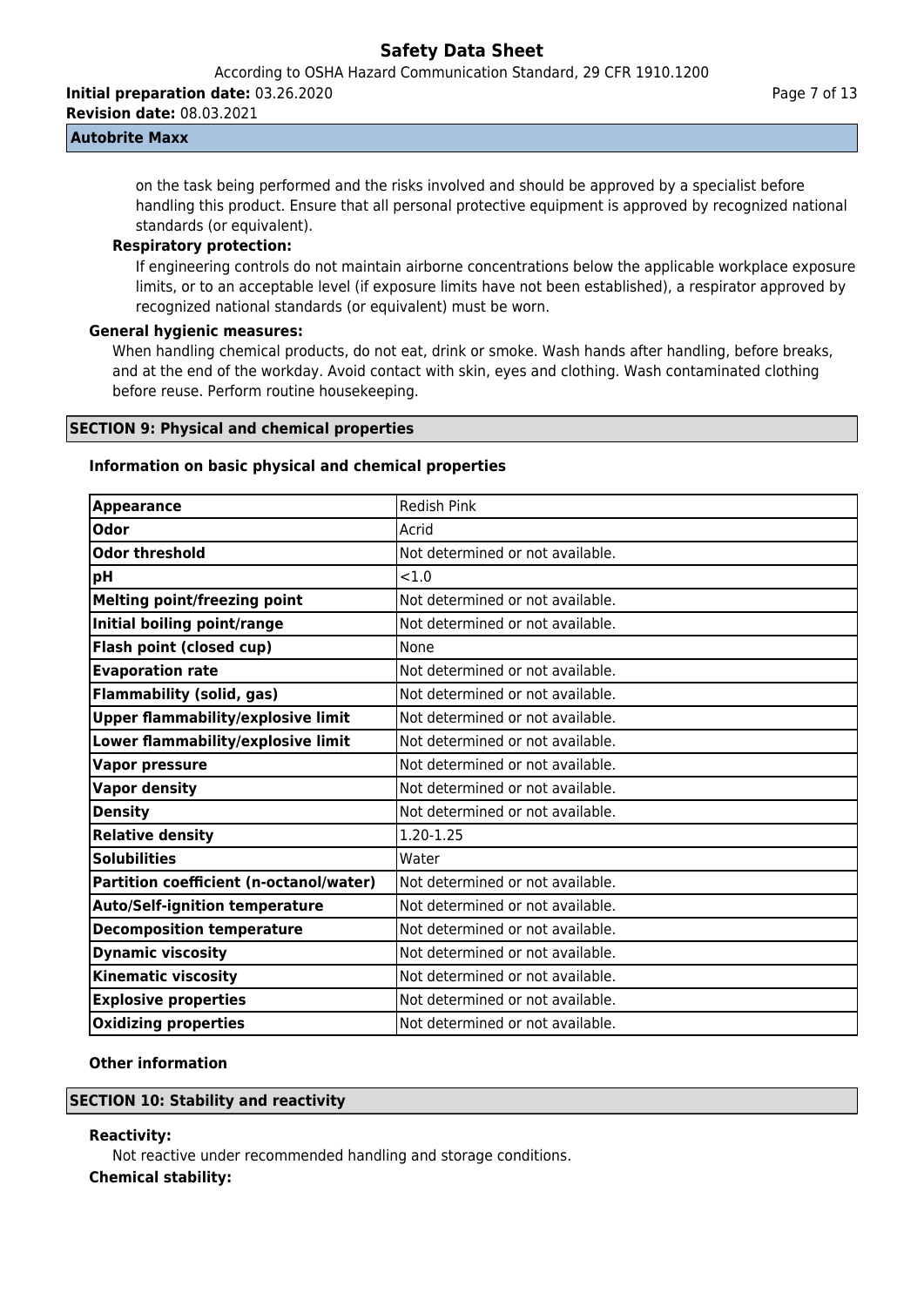on the task being performed and the risks involved and should be approved by a specialist before handling this product. Ensure that all personal protective equipment is approved by recognized national standards (or equivalent).

**Respiratory protection:**

If engineering controls do not maintain airborne concentrations below the applicable workplace exposure limits, or to an acceptable level (if exposure limits have not been established), a respirator approved by recognized national standards (or equivalent) must be worn.

**General hygienic measures:**

When handling chemical products, do not eat, drink or smoke. Wash hands after handling, before breaks, and at the end of the workday. Avoid contact with skin, eyes and clothing. Wash contaminated clothing before reuse. Perform routine housekeeping.

## SECTION 9: Physical and chemical properties

**Information on basic physical and chemical properties**

| Property | Value |
|---|---|
| **Appearance** | Redish Pink |
| **Odor** | Acrid |
| **Odor threshold** | Not determined or not available. |
| **pH** | <1.0 |
| **Melting point/freezing point** | Not determined or not available. |
| **Initial boiling point/range** | Not determined or not available. |
| **Flash point (closed cup)** | None |
| **Evaporation rate** | Not determined or not available. |
| **Flammability (solid, gas)** | Not determined or not available. |
| **Upper flammability/explosive limit** | Not determined or not available. |
| **Lower flammability/explosive limit** | Not determined or not available. |
| **Vapor pressure** | Not determined or not available. |
| **Vapor density** | Not determined or not available. |
| **Density** | Not determined or not available. |
| **Relative density** | 1.20-1.25 |
| **Solubilities** | Water |
| **Partition coefficient (n-octanol/water)** | Not determined or not available. |
| **Auto/Self-ignition temperature** | Not determined or not available. |
| **Decomposition temperature** | Not determined or not available. |
| **Dynamic viscosity** | Not determined or not available. |
| **Kinematic viscosity** | Not determined or not available. |
| **Explosive properties** | Not determined or not available. |
| **Oxidizing properties** | Not determined or not available. |

**Other information**

## SECTION 10: Stability and reactivity

**Reactivity:**

Not reactive under recommended handling and storage conditions.

**Chemical stability:**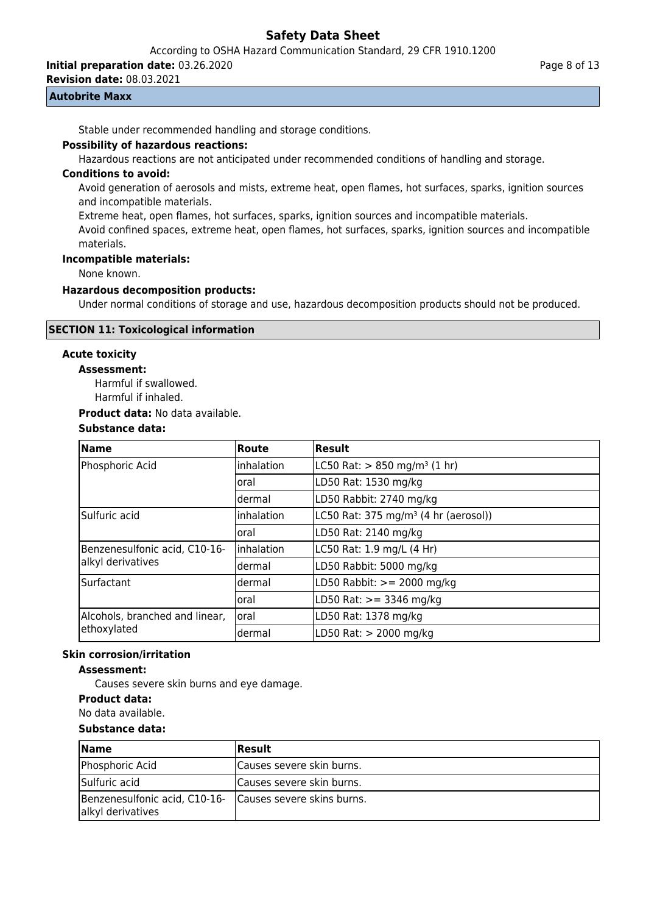Stable under recommended handling and storage conditions.

**Possibility of hazardous reactions:**

Hazardous reactions are not anticipated under recommended conditions of handling and storage.

**Conditions to avoid:**

Avoid generation of aerosols and mists, extreme heat, open flames, hot surfaces, sparks, ignition sources and incompatible materials.

Extreme heat, open flames, hot surfaces, sparks, ignition sources and incompatible materials.

Avoid confined spaces, extreme heat, open flames, hot surfaces, sparks, ignition sources and incompatible materials.

**Incompatible materials:**

None known.

**Hazardous decomposition products:**

Under normal conditions of storage and use, hazardous decomposition products should not be produced.

## SECTION 11: Toxicological information

**Acute toxicity**

**Assessment:**

Harmful if swallowed.
Harmful if inhaled.

**Product data:** No data available.

**Substance data:**

| Name | Route | Result |
|---|---|---|
| Phosphoric Acid | inhalation | LC50 Rat: > 850 mg/m³ (1 hr) |
| | oral | LD50 Rat: 1530 mg/kg |
| | dermal | LD50 Rabbit: 2740 mg/kg |
| Sulfuric acid | inhalation | LC50 Rat: 375 mg/m³ (4 hr (aerosol)) |
| | oral | LD50 Rat: 2140 mg/kg |
| Benzenesulfonic acid, C10-16-alkyl derivatives | inhalation | LC50 Rat: 1.9 mg/L (4 Hr) |
| | dermal | LD50 Rabbit: 5000 mg/kg |
| Surfactant | dermal | LD50 Rabbit: >= 2000 mg/kg |
| | oral | LD50 Rat: >= 3346 mg/kg |
| Alcohols, branched and linear, ethoxylated | oral | LD50 Rat: 1378 mg/kg |
| | dermal | LD50 Rat: > 2000 mg/kg |

**Skin corrosion/irritation**

**Assessment:**

Causes severe skin burns and eye damage.

**Product data:**

No data available.

**Substance data:**

| Name | Result |
|---|---|
| Phosphoric Acid | Causes severe skin burns. |
| Sulfuric acid | Causes severe skin burns. |
| Benzenesulfonic acid, C10-16-alkyl derivatives | Causes severe skins burns. |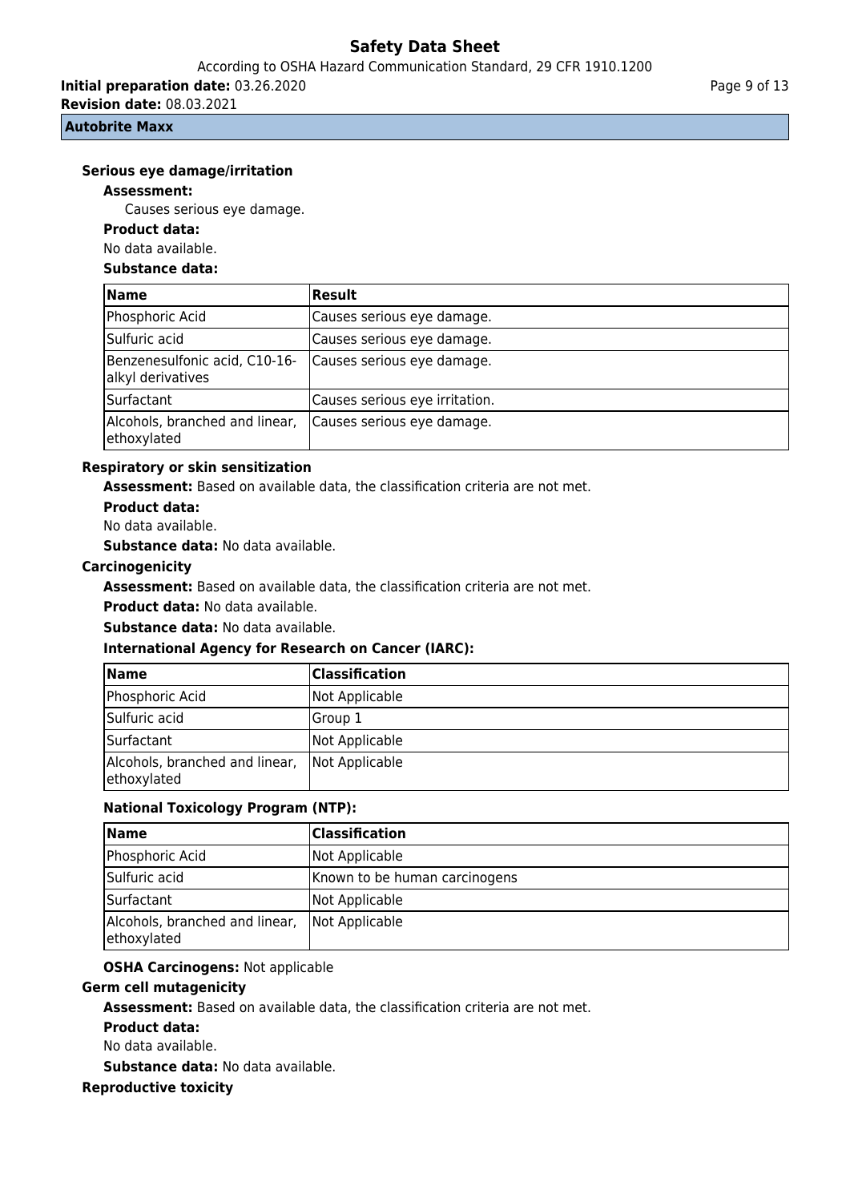### Serious eye damage/irritation

**Assessment:**

Causes serious eye damage.

**Product data:**

No data available.

**Substance data:**

| Name | Result |
|---|---|
| Phosphoric Acid | Causes serious eye damage. |
| Sulfuric acid | Causes serious eye damage. |
| Benzenesulfonic acid, C10-16-alkyl derivatives | Causes serious eye damage. |
| Surfactant | Causes serious eye irritation. |
| Alcohols, branched and linear, ethoxylated | Causes serious eye damage. |

### Respiratory or skin sensitization

**Assessment:** Based on available data, the classification criteria are not met.

**Product data:**

No data available.

**Substance data:** No data available.

### Carcinogenicity

**Assessment:** Based on available data, the classification criteria are not met.

**Product data:** No data available.

**Substance data:** No data available.

**International Agency for Research on Cancer (IARC):**

| Name | Classification |
|---|---|
| Phosphoric Acid | Not Applicable |
| Sulfuric acid | Group 1 |
| Surfactant | Not Applicable |
| Alcohols, branched and linear, ethoxylated | Not Applicable |

**National Toxicology Program (NTP):**

| Name | Classification |
|---|---|
| Phosphoric Acid | Not Applicable |
| Sulfuric acid | Known to be human carcinogens |
| Surfactant | Not Applicable |
| Alcohols, branched and linear, ethoxylated | Not Applicable |

**OSHA Carcinogens:** Not applicable

### Germ cell mutagenicity

**Assessment:** Based on available data, the classification criteria are not met.

**Product data:**

No data available.

**Substance data:** No data available.

### Reproductive toxicity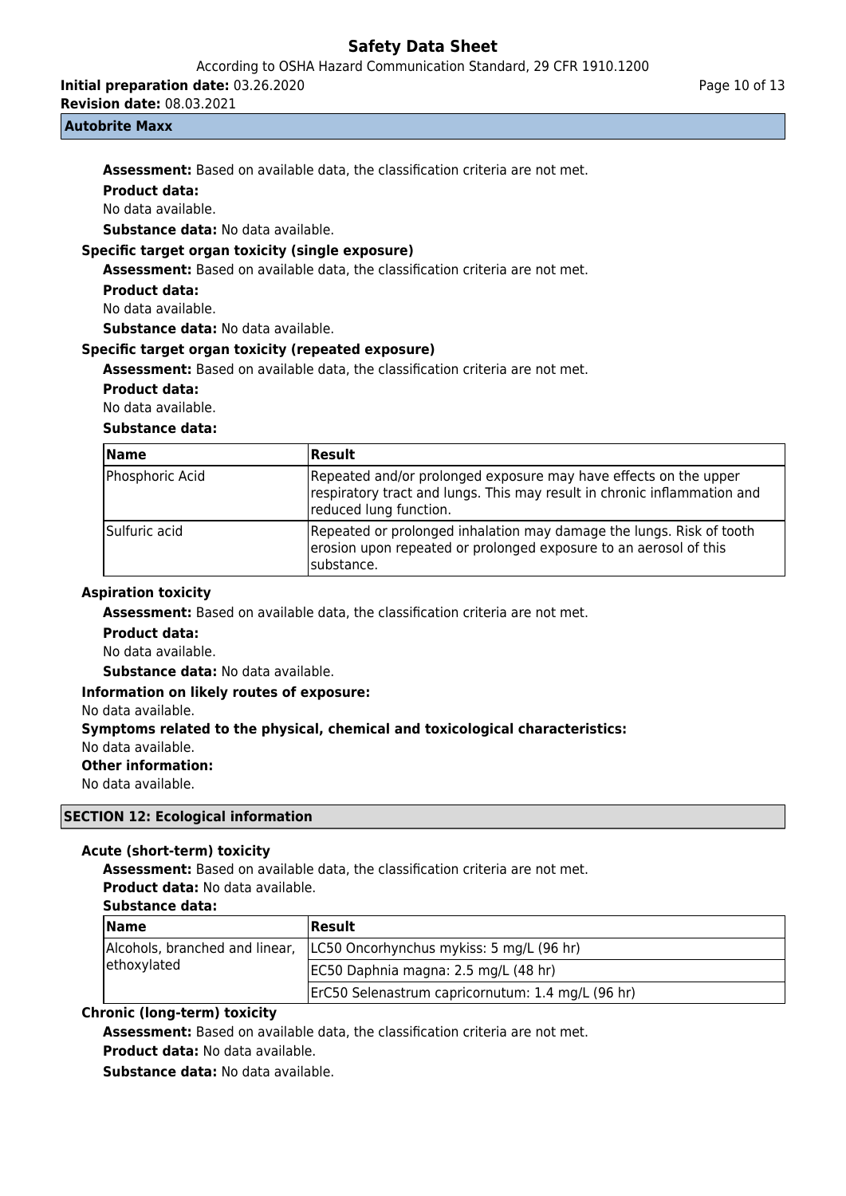**Assessment:** Based on available data, the classification criteria are not met.

**Product data:**

No data available.

**Substance data:** No data available.

**Specific target organ toxicity (single exposure)**

**Assessment:** Based on available data, the classification criteria are not met.

**Product data:**

No data available.

**Substance data:** No data available.

**Specific target organ toxicity (repeated exposure)**

**Assessment:** Based on available data, the classification criteria are not met.

**Product data:**

No data available.

**Substance data:**

| Name | Result |
|---|---|
| Phosphoric Acid | Repeated and/or prolonged exposure may have effects on the upper respiratory tract and lungs. This may result in chronic inflammation and reduced lung function. |
| Sulfuric acid | Repeated or prolonged inhalation may damage the lungs. Risk of tooth erosion upon repeated or prolonged exposure to an aerosol of this substance. |

**Aspiration toxicity**

**Assessment:** Based on available data, the classification criteria are not met.

**Product data:**

No data available.

**Substance data:** No data available.

**Information on likely routes of exposure:**

No data available.

**Symptoms related to the physical, chemical and toxicological characteristics:**

No data available.

**Other information:**

No data available.

## SECTION 12: Ecological information

**Acute (short-term) toxicity**

**Assessment:** Based on available data, the classification criteria are not met.

**Product data:** No data available.

**Substance data:**

| Name | Result |
|---|---|
| Alcohols, branched and linear, ethoxylated | LC50 Oncorhynchus mykiss: 5 mg/L (96 hr) |
| | EC50 Daphnia magna: 2.5 mg/L (48 hr) |
| | ErC50 Selenastrum capricornutum: 1.4 mg/L (96 hr) |

**Chronic (long-term) toxicity**

**Assessment:** Based on available data, the classification criteria are not met.

**Product data:** No data available.

**Substance data:** No data available.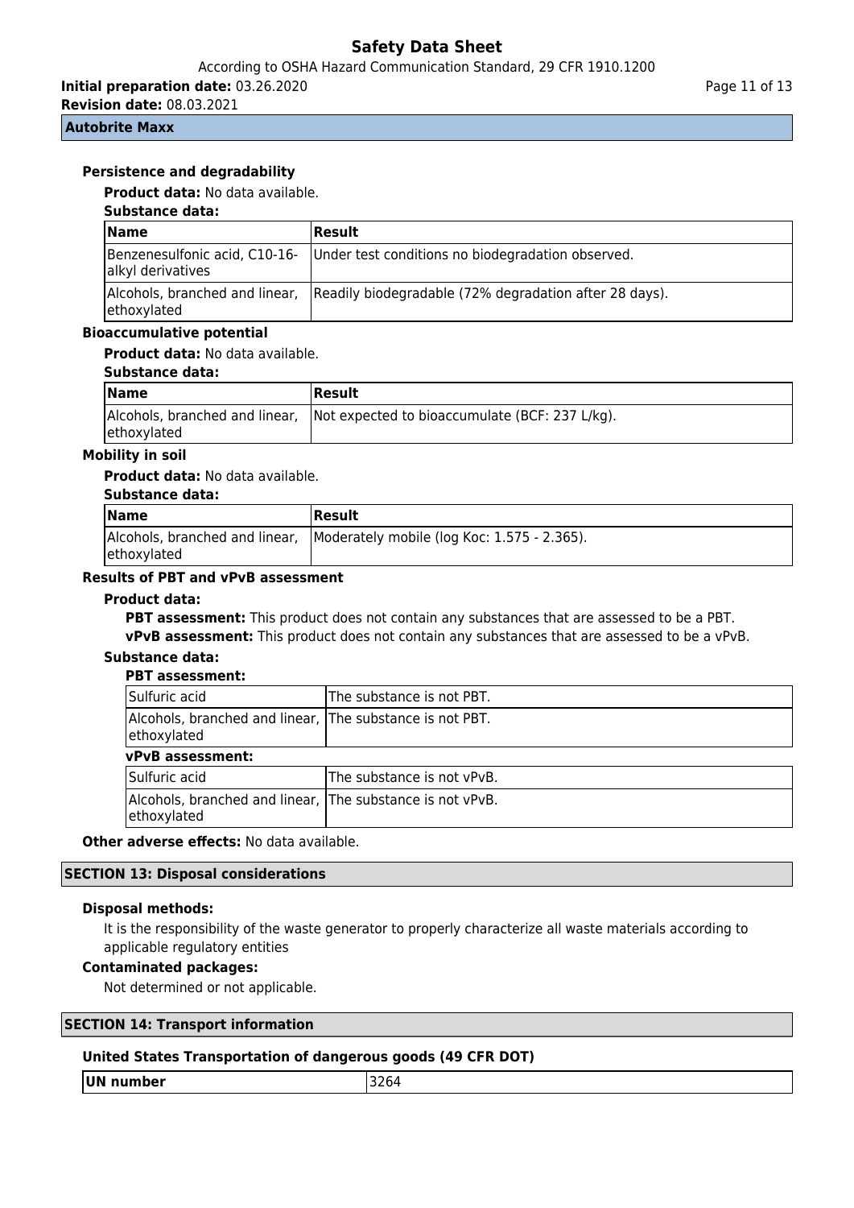**Autobrite Maxx**

### Persistence and degradability

**Product data:** No data available.

**Substance data:**

| Name | Result |
|---|---|
| Benzenesulfonic acid, C10-16-alkyl derivatives | Under test conditions no biodegradation observed. |
| Alcohols, branched and linear, ethoxylated | Readily biodegradable (72% degradation after 28 days). |

### Bioaccumulative potential

**Product data:** No data available.

**Substance data:**

| Name | Result |
|---|---|
| Alcohols, branched and linear, ethoxylated | Not expected to bioaccumulate (BCF: 237 L/kg). |

### Mobility in soil

**Product data:** No data available.

**Substance data:**

| Name | Result |
|---|---|
| Alcohols, branched and linear, ethoxylated | Moderately mobile (log Koc: 1.575 - 2.365). |

### Results of PBT and vPvB assessment

**Product data:**

**PBT assessment:** This product does not contain any substances that are assessed to be a PBT.

**vPvB assessment:** This product does not contain any substances that are assessed to be a vPvB.

**Substance data:**

**PBT assessment:**

| | |
|---|---|
| Sulfuric acid | The substance is not PBT. |
| Alcohols, branched and linear, ethoxylated | The substance is not PBT. |

**vPvB assessment:**

| | |
|---|---|
| Sulfuric acid | The substance is not vPvB. |
| Alcohols, branched and linear, ethoxylated | The substance is not vPvB. |

**Other adverse effects:** No data available.

## SECTION 13: Disposal considerations

**Disposal methods:**

It is the responsibility of the waste generator to properly characterize all waste materials according to applicable regulatory entities

**Contaminated packages:**

Not determined or not applicable.

## SECTION 14: Transport information

**United States Transportation of dangerous goods (49 CFR DOT)**

| UN number | 3264 |
|---|---|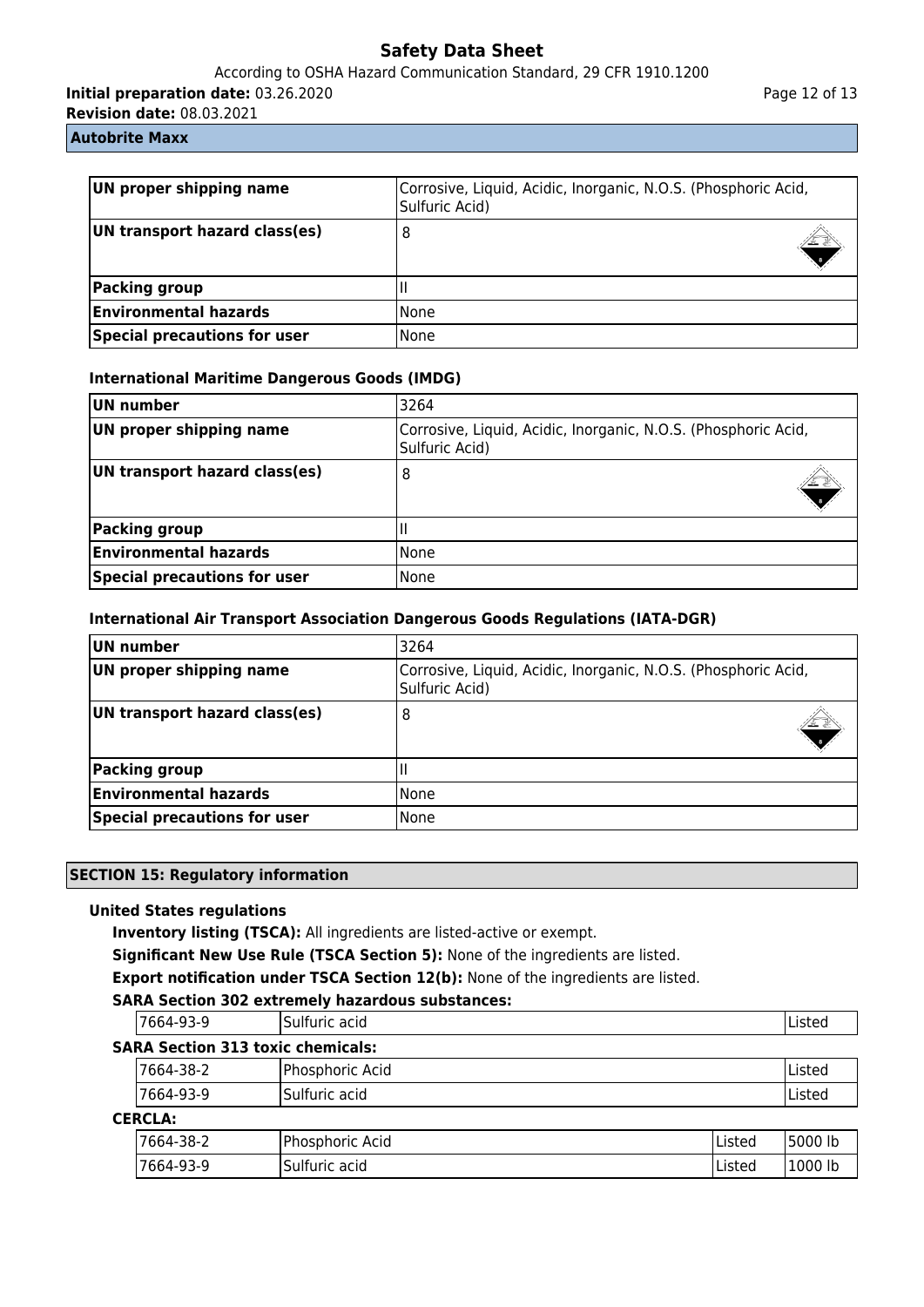| UN proper shipping name | Corrosive, Liquid, Acidic, Inorganic, N.O.S. (Phosphoric Acid, Sulfuric Acid) |
| --- | --- |
| UN transport hazard class(es) | 8 |
| Packing group | II |
| Environmental hazards | None |
| Special precautions for user | None |

**International Maritime Dangerous Goods (IMDG)**

| UN number | 3264 |
| --- | --- |
| UN proper shipping name | Corrosive, Liquid, Acidic, Inorganic, N.O.S. (Phosphoric Acid, Sulfuric Acid) |
| UN transport hazard class(es) | 8 |
| Packing group | II |
| Environmental hazards | None |
| Special precautions for user | None |

**International Air Transport Association Dangerous Goods Regulations (IATA-DGR)**

| UN number | 3264 |
| --- | --- |
| UN proper shipping name | Corrosive, Liquid, Acidic, Inorganic, N.O.S. (Phosphoric Acid, Sulfuric Acid) |
| UN transport hazard class(es) | 8 |
| Packing group | II |
| Environmental hazards | None |
| Special precautions for user | None |

## SECTION 15: Regulatory information

**United States regulations**

**Inventory listing (TSCA):** All ingredients are listed-active or exempt.

**Significant New Use Rule (TSCA Section 5):** None of the ingredients are listed.

**Export notification under TSCA Section 12(b):** None of the ingredients are listed.

**SARA Section 302 extremely hazardous substances:**

| 7664-93-9 | Sulfuric acid | Listed |
| --- | --- | --- |

**SARA Section 313 toxic chemicals:**

| 7664-38-2 | Phosphoric Acid | Listed |
| --- | --- | --- |
| 7664-93-9 | Sulfuric acid | Listed |

**CERCLA:**

| 7664-38-2 | Phosphoric Acid | Listed | 5000 lb |
| --- | --- | --- | --- |
| 7664-93-9 | Sulfuric acid | Listed | 1000 lb |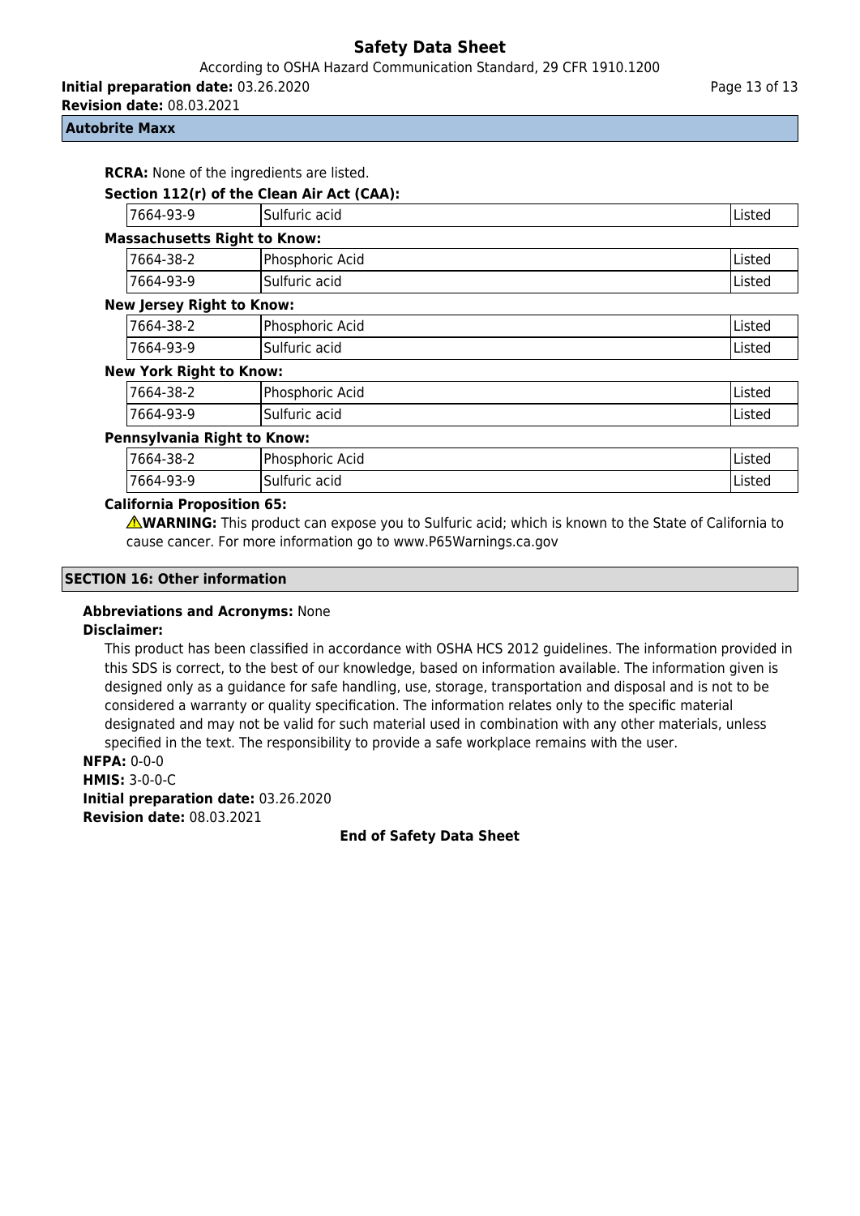**Autobrite Maxx**

**RCRA:** None of the ingredients are listed.

**Section 112(r) of the Clean Air Act (CAA):**

| | | |
|---|---|---|
| 7664-93-9 | Sulfuric acid | Listed |

**Massachusetts Right to Know:**

| | | |
|---|---|---|
| 7664-38-2 | Phosphoric Acid | Listed |
| 7664-93-9 | Sulfuric acid | Listed |

**New Jersey Right to Know:**

| | | |
|---|---|---|
| 7664-38-2 | Phosphoric Acid | Listed |
| 7664-93-9 | Sulfuric acid | Listed |

**New York Right to Know:**

| | | |
|---|---|---|
| 7664-38-2 | Phosphoric Acid | Listed |
| 7664-93-9 | Sulfuric acid | Listed |

**Pennsylvania Right to Know:**

| | | |
|---|---|---|
| 7664-38-2 | Phosphoric Acid | Listed |
| 7664-93-9 | Sulfuric acid | Listed |

**California Proposition 65:**

⚠**WARNING:** This product can expose you to Sulfuric acid; which is known to the State of California to cause cancer. For more information go to www.P65Warnings.ca.gov

## SECTION 16: Other information

**Abbreviations and Acronyms:** None

**Disclaimer:**

This product has been classified in accordance with OSHA HCS 2012 guidelines. The information provided in this SDS is correct, to the best of our knowledge, based on information available. The information given is designed only as a guidance for safe handling, use, storage, transportation and disposal and is not to be considered a warranty or quality specification. The information relates only to the specific material designated and may not be valid for such material used in combination with any other materials, unless specified in the text. The responsibility to provide a safe workplace remains with the user.

**NFPA:** 0-0-0

**HMIS:** 3-0-0-C

**Initial preparation date:** 03.26.2020

**Revision date:** 08.03.2021

**End of Safety Data Sheet**